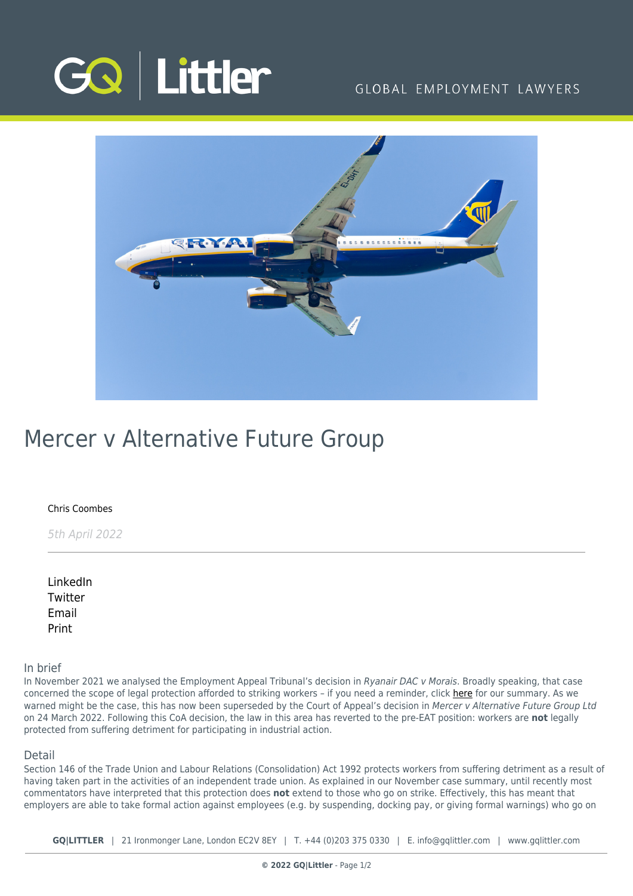# Mercer v Alternative Future Group

Chris Coombes

*5th April 2022*

LinkedIn
Twitter
Email
Print

## In brief

In November 2021 we analysed the Employment Appeal Tribunal's decision in *Ryanair DAC v Morais*. Broadly speaking, that case concerned the scope of legal protection afforded to striking workers – if you need a reminder, click here for our summary. As we warned might be the case, this has now been superseded by the Court of Appeal's decision in *Mercer v Alternative Future Group Ltd* on 24 March 2022. Following this CoA decision, the law in this area has reverted to the pre-EAT position: workers are **not** legally protected from suffering detriment for participating in industrial action.

## Detail

Section 146 of the Trade Union and Labour Relations (Consolidation) Act 1992 protects workers from suffering detriment as a result of having taken part in the activities of an independent trade union. As explained in our November case summary, until recently most commentators have interpreted that this protection does **not** extend to those who go on strike. Effectively, this has meant that employers are able to take formal action against employees (e.g. by suspending, docking pay, or giving formal warnings) who go on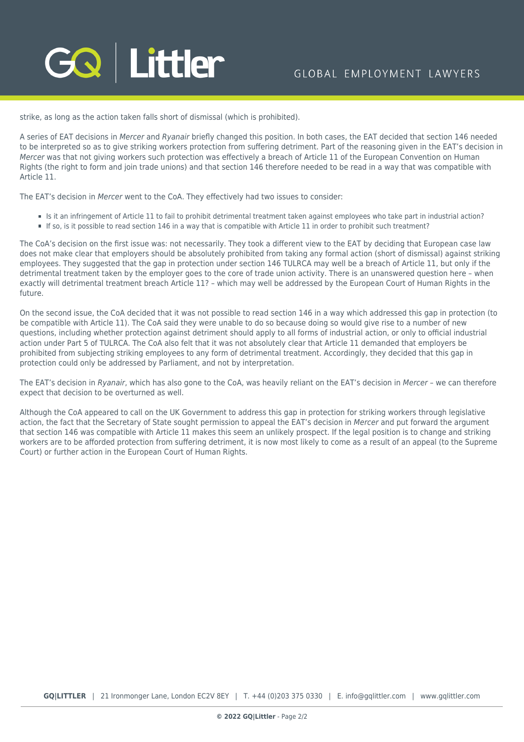strike, as long as the action taken falls short of dismissal (which is prohibited).

A series of EAT decisions in *Mercer* and *Ryanair* briefly changed this position. In both cases, the EAT decided that section 146 needed to be interpreted so as to give striking workers protection from suffering detriment. Part of the reasoning given in the EAT's decision in *Mercer* was that not giving workers such protection was effectively a breach of Article 11 of the European Convention on Human Rights (the right to form and join trade unions) and that section 146 therefore needed to be read in a way that was compatible with Article 11.

The EAT's decision in *Mercer* went to the CoA. They effectively had two issues to consider:

- Is it an infringement of Article 11 to fail to prohibit detrimental treatment taken against employees who take part in industrial action?
- If so, is it possible to read section 146 in a way that is compatible with Article 11 in order to prohibit such treatment?

The CoA's decision on the first issue was: not necessarily. They took a different view to the EAT by deciding that European case law does not make clear that employers should be absolutely prohibited from taking any formal action (short of dismissal) against striking employees. They suggested that the gap in protection under section 146 TULRCA may well be a breach of Article 11, but only if the detrimental treatment taken by the employer goes to the core of trade union activity. There is an unanswered question here – when exactly will detrimental treatment breach Article 11? – which may well be addressed by the European Court of Human Rights in the future.

On the second issue, the CoA decided that it was not possible to read section 146 in a way which addressed this gap in protection (to be compatible with Article 11). The CoA said they were unable to do so because doing so would give rise to a number of new questions, including whether protection against detriment should apply to all forms of industrial action, or only to official industrial action under Part 5 of TULRCA. The CoA also felt that it was not absolutely clear that Article 11 demanded that employers be prohibited from subjecting striking employees to any form of detrimental treatment. Accordingly, they decided that this gap in protection could only be addressed by Parliament, and not by interpretation.

The EAT's decision in *Ryanair*, which has also gone to the CoA, was heavily reliant on the EAT's decision in *Mercer* – we can therefore expect that decision to be overturned as well.

Although the CoA appeared to call on the UK Government to address this gap in protection for striking workers through legislative action, the fact that the Secretary of State sought permission to appeal the EAT's decision in *Mercer* and put forward the argument that section 146 was compatible with Article 11 makes this seem an unlikely prospect. If the legal position is to change and striking workers are to be afforded protection from suffering detriment, it is now most likely to come as a result of an appeal (to the Supreme Court) or further action in the European Court of Human Rights.